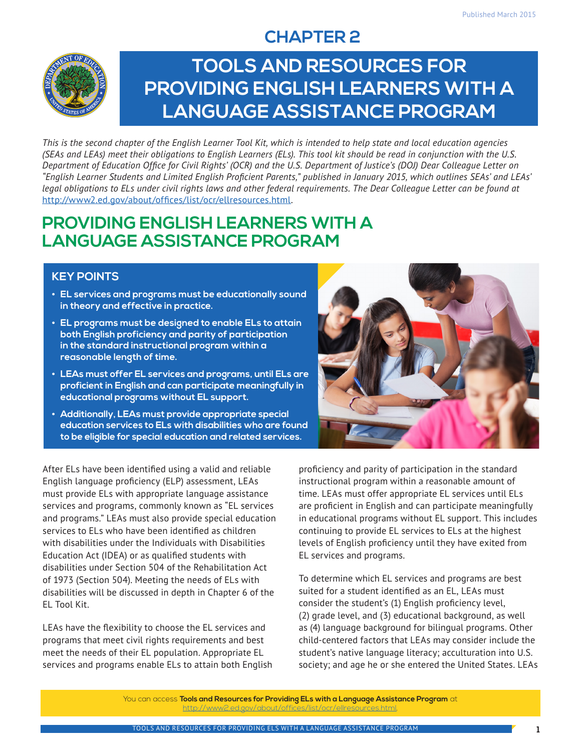Published March 2015

# CHAPTER 2

# TOOLS AND RESOURCES FOR PROVIDING ENGLISH LEARNERS WITH A LANGUAGE ASSISTANCE PROGRAM

*This is the second chapter of the English Learner Tool Kit, which is intended to help state and local education agencies (SEAs and LEAs) meet their obligations to English Learners (ELs). This tool kit should be read in conjunction with the U.S. Department of Education Office for Civil Rights' (OCR) and the U.S. Department of Justice's (DOJ) Dear Colleague Letter on "English Learner Students and Limited English Proficient Parents," published in January 2015, which outlines SEAs' and LEAs' legal obligations to ELs under civil rights laws and other federal requirements. The Dear Colleague Letter can be found at* http://www2.ed.gov/about/offices/list/ocr/ellresources.html.

## PROVIDING ENGLISH LEARNERS WITH A LANGUAGE ASSISTANCE PROGRAM

### KEY POINTS

- **EL services and programs must be educationally sound in theory and effective in practice.**
- **EL programs must be designed to enable ELs to attain both English proficiency and parity of participation in the standard instructional program within a reasonable length of time.**
- **LEAs must offer EL services and programs, until ELs are proficient in English and can participate meaningfully in educational programs without EL support.**
- **Additionally, LEAs must provide appropriate special education services to ELs with disabilities who are found to be eligible for special education and related services.**

After ELs have been identified using a valid and reliable English language proficiency (ELP) assessment, LEAs must provide ELs with appropriate language assistance services and programs, commonly known as "EL services and programs." LEAs must also provide special education services to ELs who have been identified as children with disabilities under the Individuals with Disabilities Education Act (IDEA) or as qualified students with disabilities under Section 504 of the Rehabilitation Act of 1973 (Section 504). Meeting the needs of ELs with disabilities will be discussed in depth in Chapter 6 of the EL Tool Kit.

LEAs have the flexibility to choose the EL services and programs that meet civil rights requirements and best meet the needs of their EL population. Appropriate EL services and programs enable ELs to attain both English proficiency and parity of participation in the standard instructional program within a reasonable amount of time. LEAs must offer appropriate EL services until ELs are proficient in English and can participate meaningfully in educational programs without EL support. This includes continuing to provide EL services to ELs at the highest levels of English proficiency until they have exited from EL services and programs.

To determine which EL services and programs are best suited for a student identified as an EL, LEAs must consider the student's (1) English proficiency level, (2) grade level, and (3) educational background, as well as (4) language background for bilingual programs. Other child-centered factors that LEAs may consider include the student's native language literacy; acculturation into U.S. society; and age he or she entered the United States. LEAs

You can access **Tools and Resources for Providing ELs with a Language Assistance Program** at http://www2.ed.gov/about/offices/list/ocr/ellresources.html.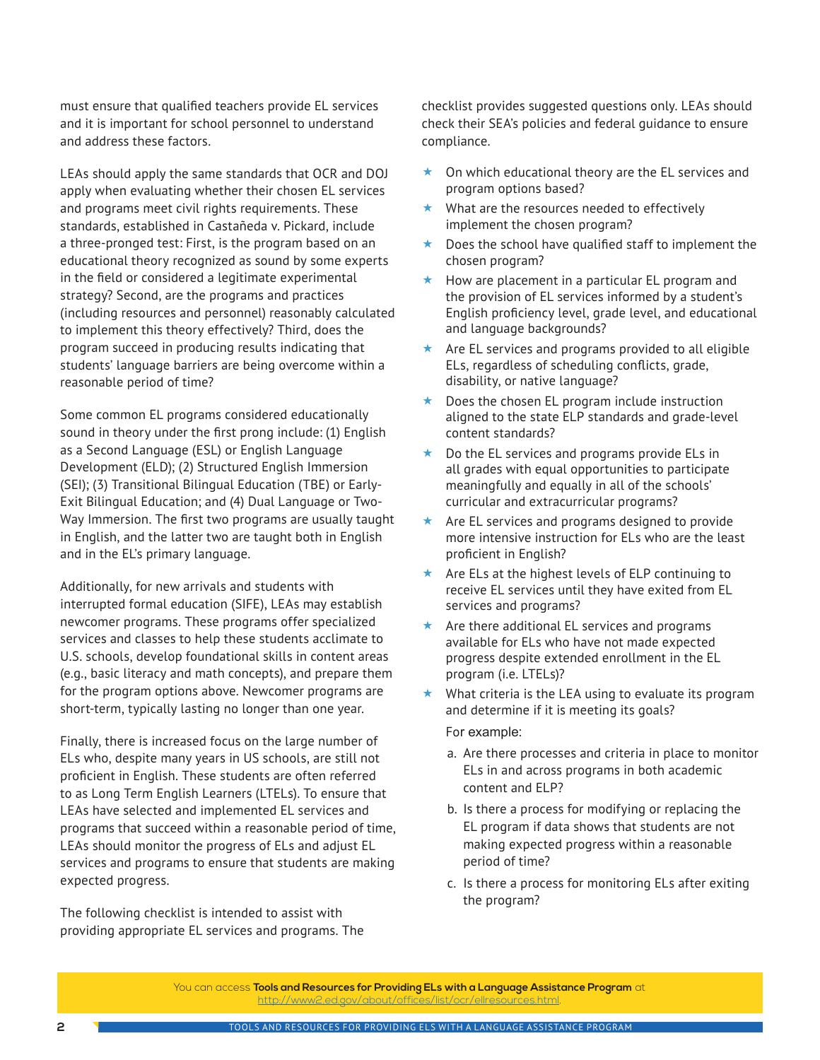must ensure that qualified teachers provide EL services and it is important for school personnel to understand and address these factors.

LEAs should apply the same standards that OCR and DOJ apply when evaluating whether their chosen EL services and programs meet civil rights requirements. These standards, established in Castañeda v. Pickard, include a three-pronged test: First, is the program based on an educational theory recognized as sound by some experts in the field or considered a legitimate experimental strategy? Second, are the programs and practices (including resources and personnel) reasonably calculated to implement this theory effectively? Third, does the program succeed in producing results indicating that students' language barriers are being overcome within a reasonable period of time?

Some common EL programs considered educationally sound in theory under the first prong include: (1) English as a Second Language (ESL) or English Language Development (ELD); (2) Structured English Immersion (SEI); (3) Transitional Bilingual Education (TBE) or Early-Exit Bilingual Education; and (4) Dual Language or Two-Way Immersion. The first two programs are usually taught in English, and the latter two are taught both in English and in the EL's primary language.

Additionally, for new arrivals and students with interrupted formal education (SIFE), LEAs may establish newcomer programs. These programs offer specialized services and classes to help these students acclimate to U.S. schools, develop foundational skills in content areas (e.g., basic literacy and math concepts), and prepare them for the program options above. Newcomer programs are short-term, typically lasting no longer than one year.

Finally, there is increased focus on the large number of ELs who, despite many years in US schools, are still not proficient in English. These students are often referred to as Long Term English Learners (LTELs). To ensure that LEAs have selected and implemented EL services and programs that succeed within a reasonable period of time, LEAs should monitor the progress of ELs and adjust EL services and programs to ensure that students are making expected progress.

The following checklist is intended to assist with providing appropriate EL services and programs. The checklist provides suggested questions only. LEAs should check their SEA's policies and federal guidance to ensure compliance.

- On which educational theory are the EL services and program options based?
- What are the resources needed to effectively implement the chosen program?
- Does the school have qualified staff to implement the chosen program?
- How are placement in a particular EL program and the provision of EL services informed by a student's English proficiency level, grade level, and educational and language backgrounds?
- Are EL services and programs provided to all eligible ELs, regardless of scheduling conflicts, grade, disability, or native language?
- Does the chosen EL program include instruction aligned to the state ELP standards and grade-level content standards?
- Do the EL services and programs provide ELs in all grades with equal opportunities to participate meaningfully and equally in all of the schools' curricular and extracurricular programs?
- Are EL services and programs designed to provide more intensive instruction for ELs who are the least proficient in English?
- Are ELs at the highest levels of ELP continuing to receive EL services until they have exited from EL services and programs?
- Are there additional EL services and programs available for ELs who have not made expected progress despite extended enrollment in the EL program (i.e. LTELs)?
- What criteria is the LEA using to evaluate its program and determine if it is meeting its goals?

  For example:

  a. Are there processes and criteria in place to monitor ELs in and across programs in both academic content and ELP?

  b. Is there a process for modifying or replacing the EL program if data shows that students are not making expected progress within a reasonable period of time?

  c. Is there a process for monitoring ELs after exiting the program?

You can access **Tools and Resources for Providing ELs with a Language Assistance Program** at http://www2.ed.gov/about/offices/list/ocr/ellresources.html.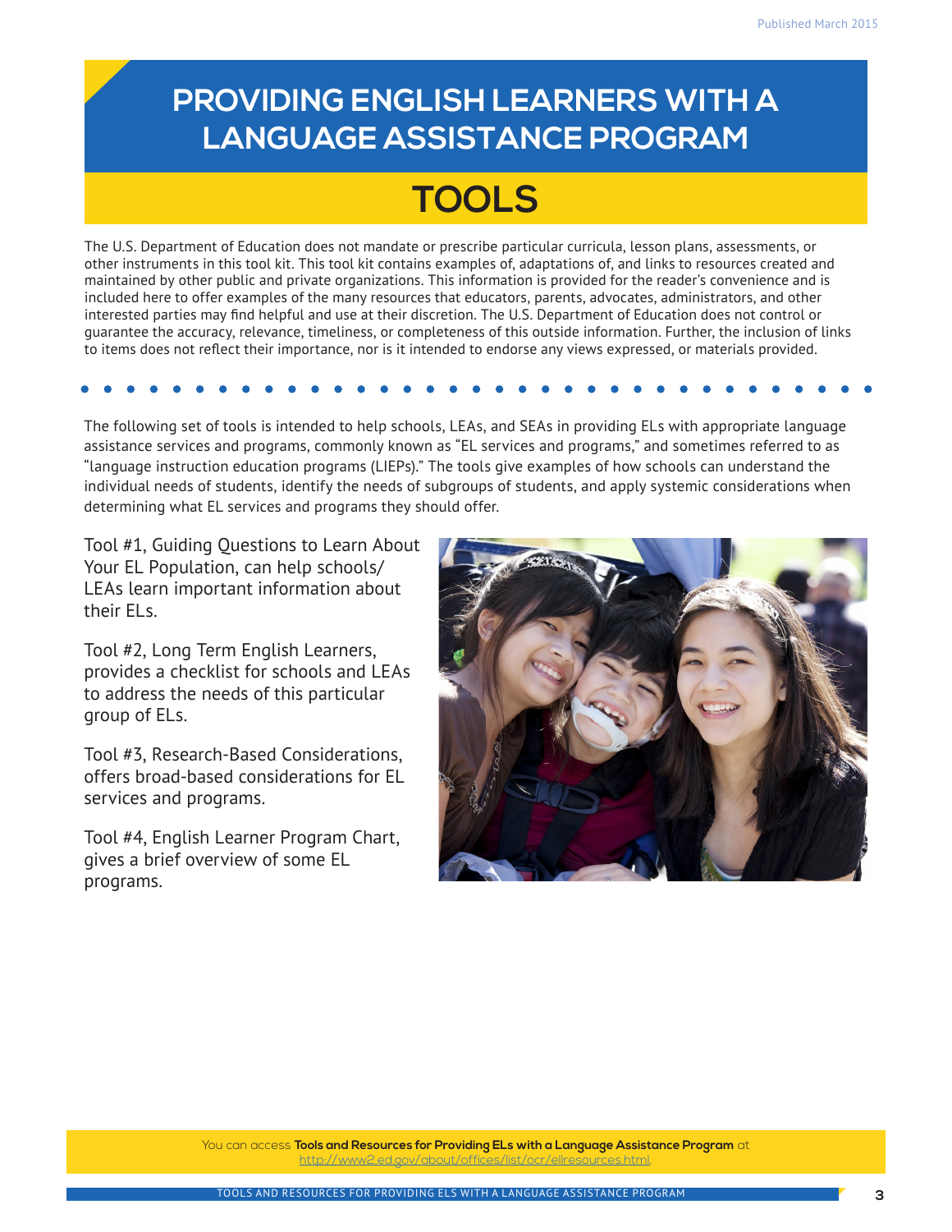# PROVIDING ENGLISH LEARNERS WITH A LANGUAGE ASSISTANCE PROGRAM

## TOOLS

The U.S. Department of Education does not mandate or prescribe particular curricula, lesson plans, assessments, or other instruments in this tool kit. This tool kit contains examples of, adaptations of, and links to resources created and maintained by other public and private organizations. This information is provided for the reader's convenience and is included here to offer examples of the many resources that educators, parents, advocates, administrators, and other interested parties may find helpful and use at their discretion. The U.S. Department of Education does not control or guarantee the accuracy, relevance, timeliness, or completeness of this outside information. Further, the inclusion of links to items does not reflect their importance, nor is it intended to endorse any views expressed, or materials provided.

The following set of tools is intended to help schools, LEAs, and SEAs in providing ELs with appropriate language assistance services and programs, commonly known as "EL services and programs," and sometimes referred to as "language instruction education programs (LIEPs)." The tools give examples of how schools can understand the individual needs of students, identify the needs of subgroups of students, and apply systemic considerations when determining what EL services and programs they should offer.

Tool #1, Guiding Questions to Learn About Your EL Population, can help schools/ LEAs learn important information about their ELs.

Tool #2, Long Term English Learners, provides a checklist for schools and LEAs to address the needs of this particular group of ELs.

Tool #3, Research-Based Considerations, offers broad-based considerations for EL services and programs.

Tool #4, English Learner Program Chart, gives a brief overview of some EL programs.

You can access **Tools and Resources for Providing ELs with a Language Assistance Program** at http://www2.ed.gov/about/offices/list/ocr/ellresources.html.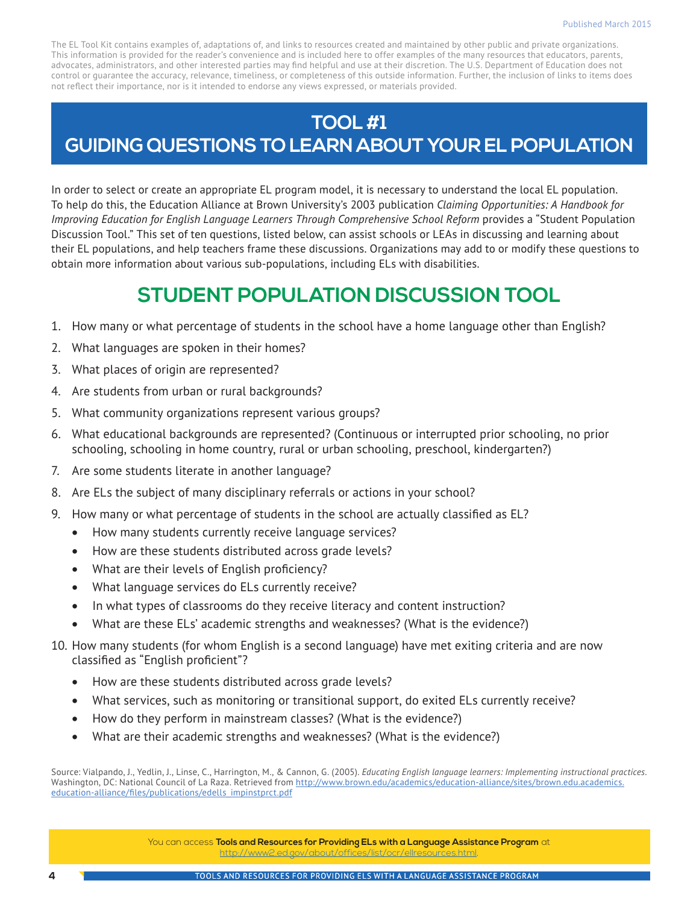The EL Tool Kit contains examples of, adaptations of, and links to resources created and maintained by other public and private organizations. This information is provided for the reader's convenience and is included here to offer examples of the many resources that educators, parents, advocates, administrators, and other interested parties may find helpful and use at their discretion. The U.S. Department of Education does not control or guarantee the accuracy, relevance, timeliness, or completeness of this outside information. Further, the inclusion of links to items does not reflect their importance, nor is it intended to endorse any views expressed, or materials provided.

# TOOL #1
# GUIDING QUESTIONS TO LEARN ABOUT YOUR EL POPULATION

In order to select or create an appropriate EL program model, it is necessary to understand the local EL population. To help do this, the Education Alliance at Brown University's 2003 publication *Claiming Opportunities: A Handbook for Improving Education for English Language Learners Through Comprehensive School Reform* provides a "Student Population Discussion Tool." This set of ten questions, listed below, can assist schools or LEAs in discussing and learning about their EL populations, and help teachers frame these discussions. Organizations may add to or modify these questions to obtain more information about various sub-populations, including ELs with disabilities.

## STUDENT POPULATION DISCUSSION TOOL

1. How many or what percentage of students in the school have a home language other than English?
2. What languages are spoken in their homes?
3. What places of origin are represented?
4. Are students from urban or rural backgrounds?
5. What community organizations represent various groups?
6. What educational backgrounds are represented? (Continuous or interrupted prior schooling, no prior schooling, schooling in home country, rural or urban schooling, preschool, kindergarten?)
7. Are some students literate in another language?
8. Are ELs the subject of many disciplinary referrals or actions in your school?
9. How many or what percentage of students in the school are actually classified as EL?
   - How many students currently receive language services?
   - How are these students distributed across grade levels?
   - What are their levels of English proficiency?
   - What language services do ELs currently receive?
   - In what types of classrooms do they receive literacy and content instruction?
   - What are these ELs' academic strengths and weaknesses? (What is the evidence?)
10. How many students (for whom English is a second language) have met exiting criteria and are now classified as "English proficient"?
    - How are these students distributed across grade levels?
    - What services, such as monitoring or transitional support, do exited ELs currently receive?
    - How do they perform in mainstream classes? (What is the evidence?)
    - What are their academic strengths and weaknesses? (What is the evidence?)

Source: Vialpando, J., Yedlin, J., Linse, C., Harrington, M., & Cannon, G. (2005). *Educating English language learners: Implementing instructional practices*. Washington, DC: National Council of La Raza. Retrieved from http://www.brown.edu/academics/education-alliance/sites/brown.edu.academics.education-alliance/files/publications/edells_impinstprct.pdf

You can access **Tools and Resources for Providing ELs with a Language Assistance Program** at http://www2.ed.gov/about/offices/list/ocr/ellresources.html.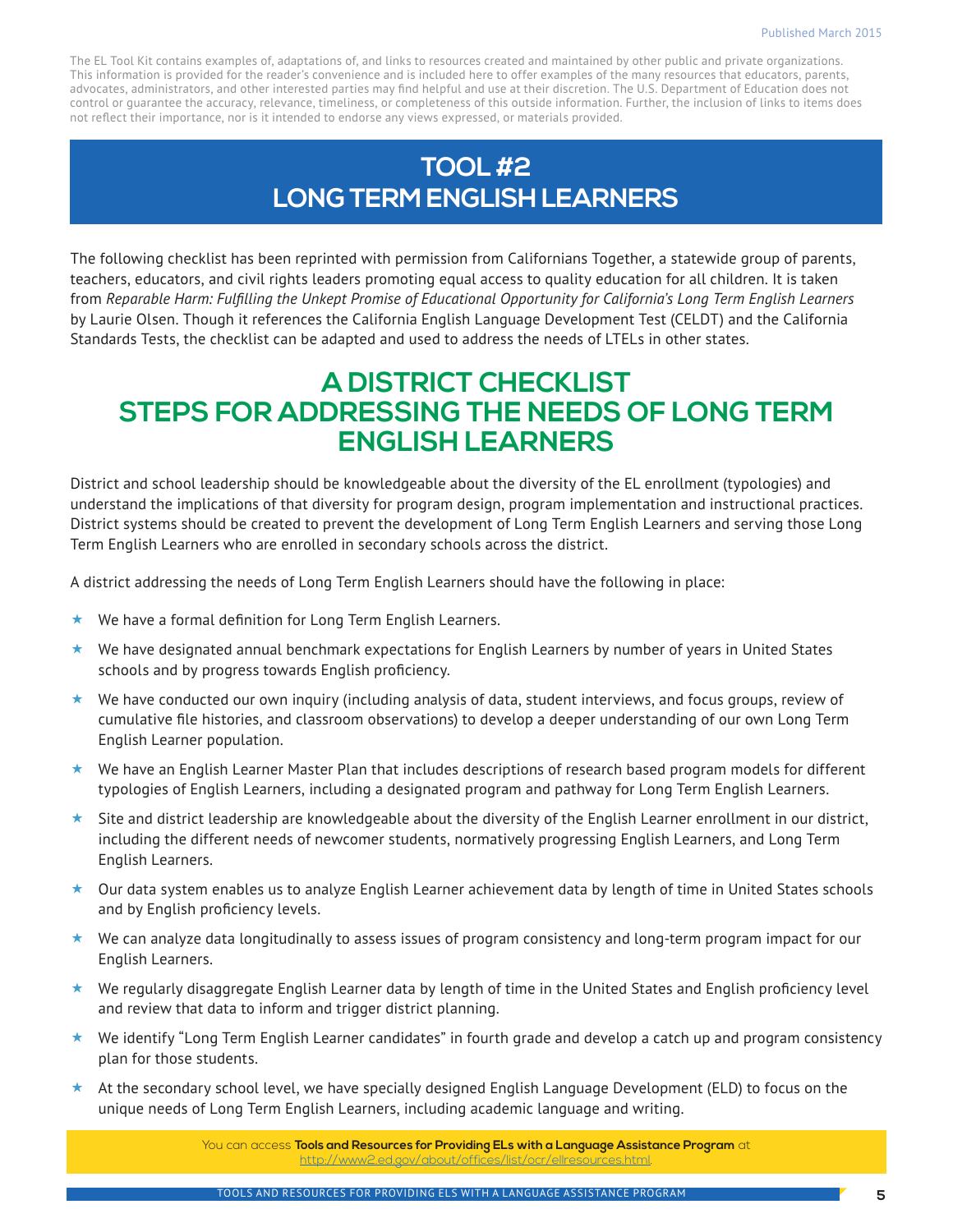The EL Tool Kit contains examples of, adaptations of, and links to resources created and maintained by other public and private organizations. This information is provided for the reader's convenience and is included here to offer examples of the many resources that educators, parents, advocates, administrators, and other interested parties may find helpful and use at their discretion. The U.S. Department of Education does not control or guarantee the accuracy, relevance, timeliness, or completeness of this outside information. Further, the inclusion of links to items does not reflect their importance, nor is it intended to endorse any views expressed, or materials provided.

# TOOL #2
# LONG TERM ENGLISH LEARNERS

The following checklist has been reprinted with permission from Californians Together, a statewide group of parents, teachers, educators, and civil rights leaders promoting equal access to quality education for all children. It is taken from *Reparable Harm: Fulfilling the Unkept Promise of Educational Opportunity for California's Long Term English Learners* by Laurie Olsen. Though it references the California English Language Development Test (CELDT) and the California Standards Tests, the checklist can be adapted and used to address the needs of LTELs in other states.

## A DISTRICT CHECKLIST
## STEPS FOR ADDRESSING THE NEEDS OF LONG TERM ENGLISH LEARNERS

District and school leadership should be knowledgeable about the diversity of the EL enrollment (typologies) and understand the implications of that diversity for program design, program implementation and instructional practices. District systems should be created to prevent the development of Long Term English Learners and serving those Long Term English Learners who are enrolled in secondary schools across the district.

A district addressing the needs of Long Term English Learners should have the following in place:

- We have a formal definition for Long Term English Learners.
- We have designated annual benchmark expectations for English Learners by number of years in United States schools and by progress towards English proficiency.
- We have conducted our own inquiry (including analysis of data, student interviews, and focus groups, review of cumulative file histories, and classroom observations) to develop a deeper understanding of our own Long Term English Learner population.
- We have an English Learner Master Plan that includes descriptions of research based program models for different typologies of English Learners, including a designated program and pathway for Long Term English Learners.
- Site and district leadership are knowledgeable about the diversity of the English Learner enrollment in our district, including the different needs of newcomer students, normatively progressing English Learners, and Long Term English Learners.
- Our data system enables us to analyze English Learner achievement data by length of time in United States schools and by English proficiency levels.
- We can analyze data longitudinally to assess issues of program consistency and long-term program impact for our English Learners.
- We regularly disaggregate English Learner data by length of time in the United States and English proficiency level and review that data to inform and trigger district planning.
- We identify "Long Term English Learner candidates" in fourth grade and develop a catch up and program consistency plan for those students.
- At the secondary school level, we have specially designed English Language Development (ELD) to focus on the unique needs of Long Term English Learners, including academic language and writing.

You can access **Tools and Resources for Providing ELs with a Language Assistance Program** at http://www2.ed.gov/about/offices/list/ocr/ellresources.html.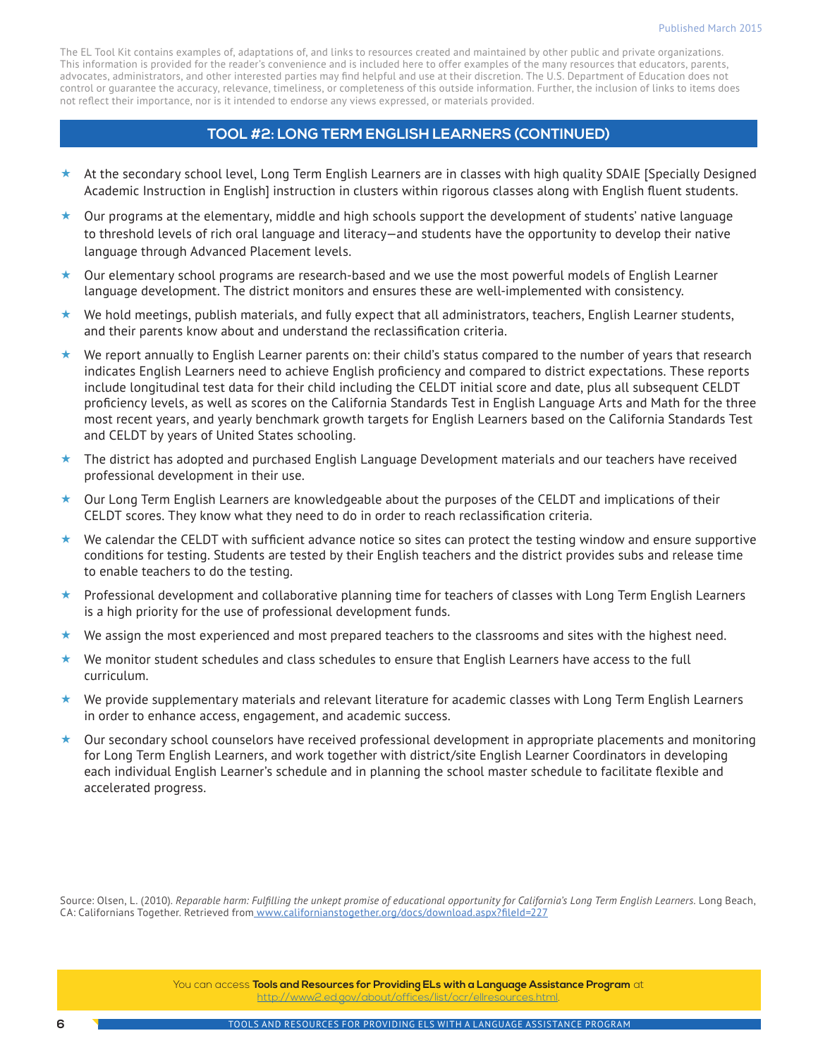The EL Tool Kit contains examples of, adaptations of, and links to resources created and maintained by other public and private organizations. This information is provided for the reader's convenience and is included here to offer examples of the many resources that educators, parents, advocates, administrators, and other interested parties may find helpful and use at their discretion. The U.S. Department of Education does not control or guarantee the accuracy, relevance, timeliness, or completeness of this outside information. Further, the inclusion of links to items does not reflect their importance, nor is it intended to endorse any views expressed, or materials provided.

## TOOL #2: LONG TERM ENGLISH LEARNERS (CONTINUED)

- At the secondary school level, Long Term English Learners are in classes with high quality SDAIE [Specially Designed Academic Instruction in English] instruction in clusters within rigorous classes along with English fluent students.
- Our programs at the elementary, middle and high schools support the development of students' native language to threshold levels of rich oral language and literacy—and students have the opportunity to develop their native language through Advanced Placement levels.
- Our elementary school programs are research-based and we use the most powerful models of English Learner language development. The district monitors and ensures these are well-implemented with consistency.
- We hold meetings, publish materials, and fully expect that all administrators, teachers, English Learner students, and their parents know about and understand the reclassification criteria.
- We report annually to English Learner parents on: their child's status compared to the number of years that research indicates English Learners need to achieve English proficiency and compared to district expectations. These reports include longitudinal test data for their child including the CELDT initial score and date, plus all subsequent CELDT proficiency levels, as well as scores on the California Standards Test in English Language Arts and Math for the three most recent years, and yearly benchmark growth targets for English Learners based on the California Standards Test and CELDT by years of United States schooling.
- The district has adopted and purchased English Language Development materials and our teachers have received professional development in their use.
- Our Long Term English Learners are knowledgeable about the purposes of the CELDT and implications of their CELDT scores. They know what they need to do in order to reach reclassification criteria.
- We calendar the CELDT with sufficient advance notice so sites can protect the testing window and ensure supportive conditions for testing. Students are tested by their English teachers and the district provides subs and release time to enable teachers to do the testing.
- Professional development and collaborative planning time for teachers of classes with Long Term English Learners is a high priority for the use of professional development funds.
- We assign the most experienced and most prepared teachers to the classrooms and sites with the highest need.
- We monitor student schedules and class schedules to ensure that English Learners have access to the full curriculum.
- We provide supplementary materials and relevant literature for academic classes with Long Term English Learners in order to enhance access, engagement, and academic success.
- Our secondary school counselors have received professional development in appropriate placements and monitoring for Long Term English Learners, and work together with district/site English Learner Coordinators in developing each individual English Learner's schedule and in planning the school master schedule to facilitate flexible and accelerated progress.

Source: Olsen, L. (2010). *Reparable harm: Fulfilling the unkept promise of educational opportunity for California's Long Term English Learners.* Long Beach, CA: Californians Together. Retrieved from www.californianstogether.org/docs/download.aspx?fileId=227

You can access **Tools and Resources for Providing ELs with a Language Assistance Program** at http://www2.ed.gov/about/offices/list/ocr/ellresources.html.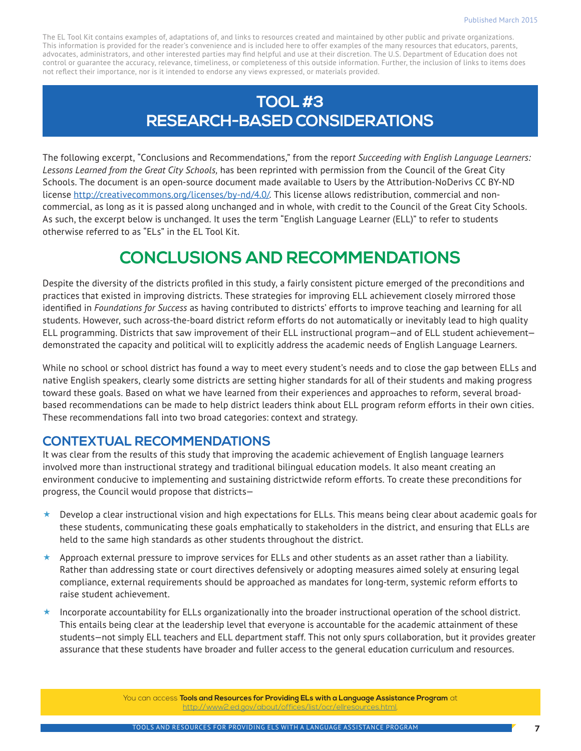The EL Tool Kit contains examples of, adaptations of, and links to resources created and maintained by other public and private organizations. This information is provided for the reader's convenience and is included here to offer examples of the many resources that educators, parents, advocates, administrators, and other interested parties may find helpful and use at their discretion. The U.S. Department of Education does not control or guarantee the accuracy, relevance, timeliness, or completeness of this outside information. Further, the inclusion of links to items does not reflect their importance, nor is it intended to endorse any views expressed, or materials provided.

# TOOL #3
# RESEARCH-BASED CONSIDERATIONS

The following excerpt, "Conclusions and Recommendations," from the report *Succeeding with English Language Learners: Lessons Learned from the Great City Schools,* has been reprinted with permission from the Council of the Great City Schools. The document is an open-source document made available to Users by the Attribution-NoDerivs CC BY-ND license http://creativecommons.org/licenses/by-nd/4.0/. This license allows redistribution, commercial and non-commercial, as long as it is passed along unchanged and in whole, with credit to the Council of the Great City Schools. As such, the excerpt below is unchanged. It uses the term "English Language Learner (ELL)" to refer to students otherwise referred to as "ELs" in the EL Tool Kit.

## CONCLUSIONS AND RECOMMENDATIONS

Despite the diversity of the districts profiled in this study, a fairly consistent picture emerged of the preconditions and practices that existed in improving districts. These strategies for improving ELL achievement closely mirrored those identified in *Foundations for Success* as having contributed to districts' efforts to improve teaching and learning for all students. However, such across-the-board district reform efforts do not automatically or inevitably lead to high quality ELL programming. Districts that saw improvement of their ELL instructional program—and of ELL student achievement—demonstrated the capacity and political will to explicitly address the academic needs of English Language Learners.

While no school or school district has found a way to meet every student's needs and to close the gap between ELLs and native English speakers, clearly some districts are setting higher standards for all of their students and making progress toward these goals. Based on what we have learned from their experiences and approaches to reform, several broad-based recommendations can be made to help district leaders think about ELL program reform efforts in their own cities. These recommendations fall into two broad categories: context and strategy.

### CONTEXTUAL RECOMMENDATIONS

It was clear from the results of this study that improving the academic achievement of English language learners involved more than instructional strategy and traditional bilingual education models. It also meant creating an environment conducive to implementing and sustaining districtwide reform efforts. To create these preconditions for progress, the Council would propose that districts—

- Develop a clear instructional vision and high expectations for ELLs. This means being clear about academic goals for these students, communicating these goals emphatically to stakeholders in the district, and ensuring that ELLs are held to the same high standards as other students throughout the district.
- Approach external pressure to improve services for ELLs and other students as an asset rather than a liability. Rather than addressing state or court directives defensively or adopting measures aimed solely at ensuring legal compliance, external requirements should be approached as mandates for long-term, systemic reform efforts to raise student achievement.
- Incorporate accountability for ELLs organizationally into the broader instructional operation of the school district. This entails being clear at the leadership level that everyone is accountable for the academic attainment of these students—not simply ELL teachers and ELL department staff. This not only spurs collaboration, but it provides greater assurance that these students have broader and fuller access to the general education curriculum and resources.

You can access **Tools and Resources for Providing ELs with a Language Assistance Program** at http://www2.ed.gov/about/offices/list/ocr/ellresources.html.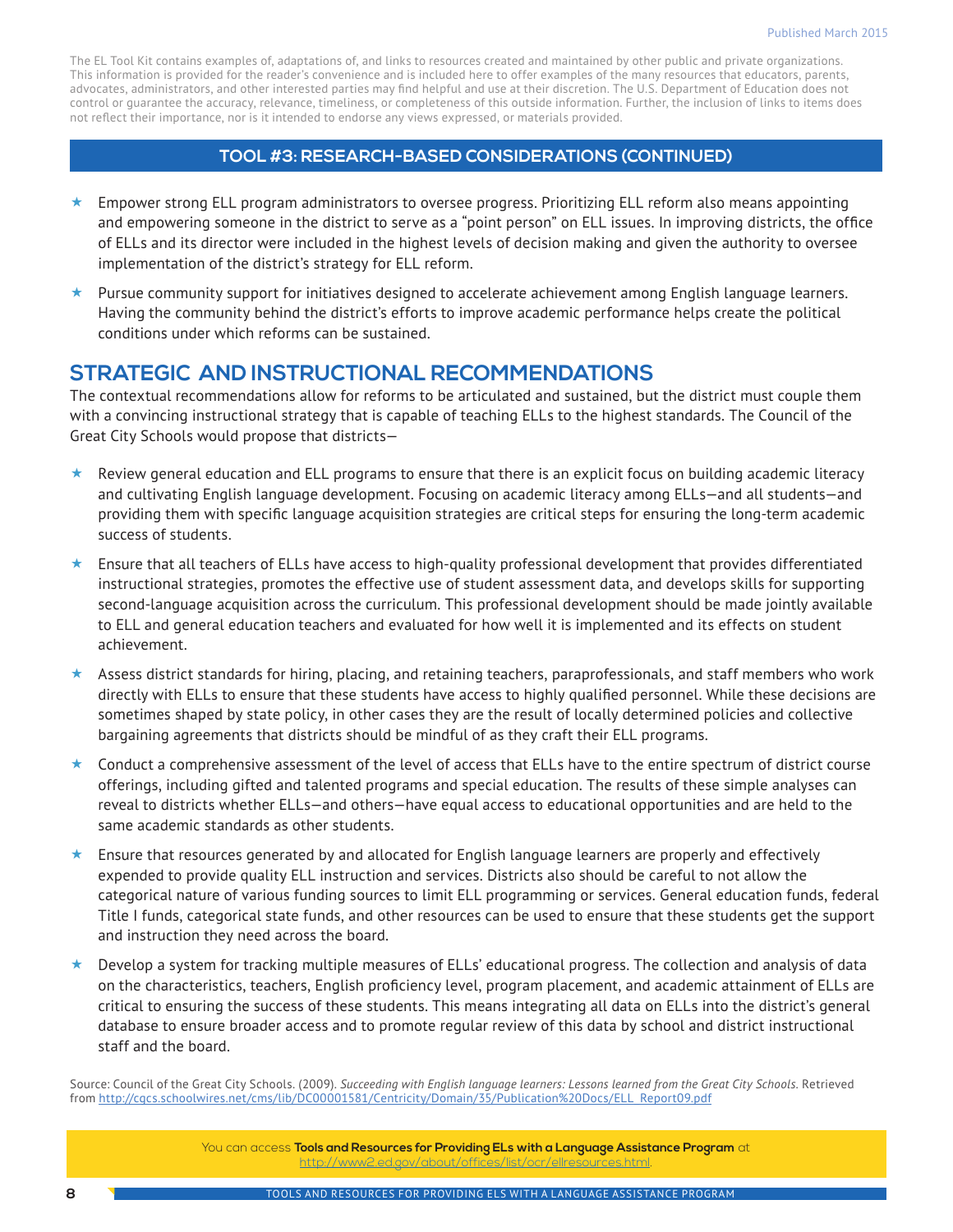The EL Tool Kit contains examples of, adaptations of, and links to resources created and maintained by other public and private organizations. This information is provided for the reader's convenience and is included here to offer examples of the many resources that educators, parents, advocates, administrators, and other interested parties may find helpful and use at their discretion. The U.S. Department of Education does not control or guarantee the accuracy, relevance, timeliness, or completeness of this outside information. Further, the inclusion of links to items does not reflect their importance, nor is it intended to endorse any views expressed, or materials provided.

## TOOL #3: RESEARCH-BASED CONSIDERATIONS (CONTINUED)

- Empower strong ELL program administrators to oversee progress. Prioritizing ELL reform also means appointing and empowering someone in the district to serve as a "point person" on ELL issues. In improving districts, the office of ELLs and its director were included in the highest levels of decision making and given the authority to oversee implementation of the district's strategy for ELL reform.
- Pursue community support for initiatives designed to accelerate achievement among English language learners. Having the community behind the district's efforts to improve academic performance helps create the political conditions under which reforms can be sustained.

## STRATEGIC AND INSTRUCTIONAL RECOMMENDATIONS

The contextual recommendations allow for reforms to be articulated and sustained, but the district must couple them with a convincing instructional strategy that is capable of teaching ELLs to the highest standards. The Council of the Great City Schools would propose that districts—

- Review general education and ELL programs to ensure that there is an explicit focus on building academic literacy and cultivating English language development. Focusing on academic literacy among ELLs—and all students—and providing them with specific language acquisition strategies are critical steps for ensuring the long-term academic success of students.
- Ensure that all teachers of ELLs have access to high-quality professional development that provides differentiated instructional strategies, promotes the effective use of student assessment data, and develops skills for supporting second-language acquisition across the curriculum. This professional development should be made jointly available to ELL and general education teachers and evaluated for how well it is implemented and its effects on student achievement.
- Assess district standards for hiring, placing, and retaining teachers, paraprofessionals, and staff members who work directly with ELLs to ensure that these students have access to highly qualified personnel. While these decisions are sometimes shaped by state policy, in other cases they are the result of locally determined policies and collective bargaining agreements that districts should be mindful of as they craft their ELL programs.
- Conduct a comprehensive assessment of the level of access that ELLs have to the entire spectrum of district course offerings, including gifted and talented programs and special education. The results of these simple analyses can reveal to districts whether ELLs—and others—have equal access to educational opportunities and are held to the same academic standards as other students.
- Ensure that resources generated by and allocated for English language learners are properly and effectively expended to provide quality ELL instruction and services. Districts also should be careful to not allow the categorical nature of various funding sources to limit ELL programming or services. General education funds, federal Title I funds, categorical state funds, and other resources can be used to ensure that these students get the support and instruction they need across the board.
- Develop a system for tracking multiple measures of ELLs' educational progress. The collection and analysis of data on the characteristics, teachers, English proficiency level, program placement, and academic attainment of ELLs are critical to ensuring the success of these students. This means integrating all data on ELLs into the district's general database to ensure broader access and to promote regular review of this data by school and district instructional staff and the board.

Source: Council of the Great City Schools. (2009). *Succeeding with English language learners: Lessons learned from the Great City Schools*. Retrieved from http://cgcs.schoolwires.net/cms/lib/DC00001581/Centricity/Domain/35/Publication%20Docs/ELL_Report09.pdf

You can access **Tools and Resources for Providing ELs with a Language Assistance Program** at http://www2.ed.gov/about/offices/list/ocr/ellresources.html.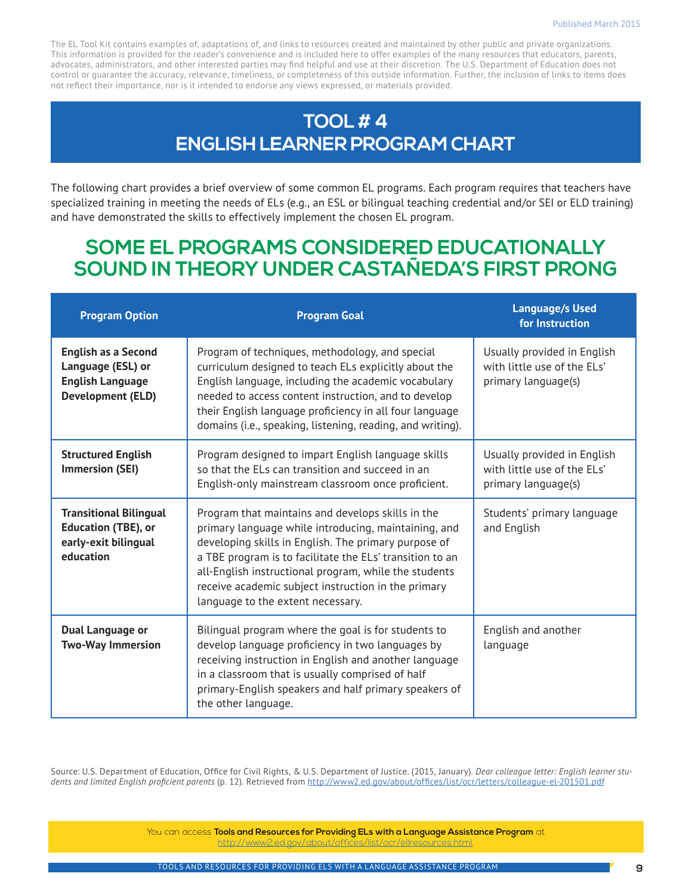The EL Tool Kit contains examples of, adaptations of, and links to resources created and maintained by other public and private organizations. This information is provided for the reader's convenience and is included here to offer examples of the many resources that educators, parents, advocates, administrators, and other interested parties may find helpful and use at their discretion. The U.S. Department of Education does not control or guarantee the accuracy, relevance, timeliness, or completeness of this outside information. Further, the inclusion of links to items does not reflect their importance, nor is it intended to endorse any views expressed, or materials provided.

# TOOL # 4
# ENGLISH LEARNER PROGRAM CHART

The following chart provides a brief overview of some common EL programs. Each program requires that teachers have specialized training in meeting the needs of ELs (e.g., an ESL or bilingual teaching credential and/or SEI or ELD training) and have demonstrated the skills to effectively implement the chosen EL program.

## SOME EL PROGRAMS CONSIDERED EDUCATIONALLY SOUND IN THEORY UNDER CASTAÑEDA'S FIRST PRONG

| Program Option | Program Goal | Language/s Used for Instruction |
|---|---|---|
| **English as a Second Language (ESL) or English Language Development (ELD)** | Program of techniques, methodology, and special curriculum designed to teach ELs explicitly about the English language, including the academic vocabulary needed to access content instruction, and to develop their English language proficiency in all four language domains (i.e., speaking, listening, reading, and writing). | Usually provided in English with little use of the ELs' primary language(s) |
| **Structured English Immersion (SEI)** | Program designed to impart English language skills so that the ELs can transition and succeed in an English-only mainstream classroom once proficient. | Usually provided in English with little use of the ELs' primary language(s) |
| **Transitional Bilingual Education (TBE), or early-exit bilingual education** | Program that maintains and develops skills in the primary language while introducing, maintaining, and developing skills in English. The primary purpose of a TBE program is to facilitate the ELs' transition to an all-English instructional program, while the students receive academic subject instruction in the primary language to the extent necessary. | Students' primary language and English |
| **Dual Language or Two-Way Immersion** | Bilingual program where the goal is for students to develop language proficiency in two languages by receiving instruction in English and another language in a classroom that is usually comprised of half primary-English speakers and half primary speakers of the other language. | English and another language |

Source: U.S. Department of Education, Office for Civil Rights, & U.S. Department of Justice. (2015, January). *Dear colleague letter: English learner students and limited English proficient parents* (p. 12). Retrieved from http://www2.ed.gov/about/offices/list/ocr/letters/colleague-el-201501.pdf

You can access **Tools and Resources for Providing ELs with a Language Assistance Program** at http://www2.ed.gov/about/offices/list/ocr/ellresources.html.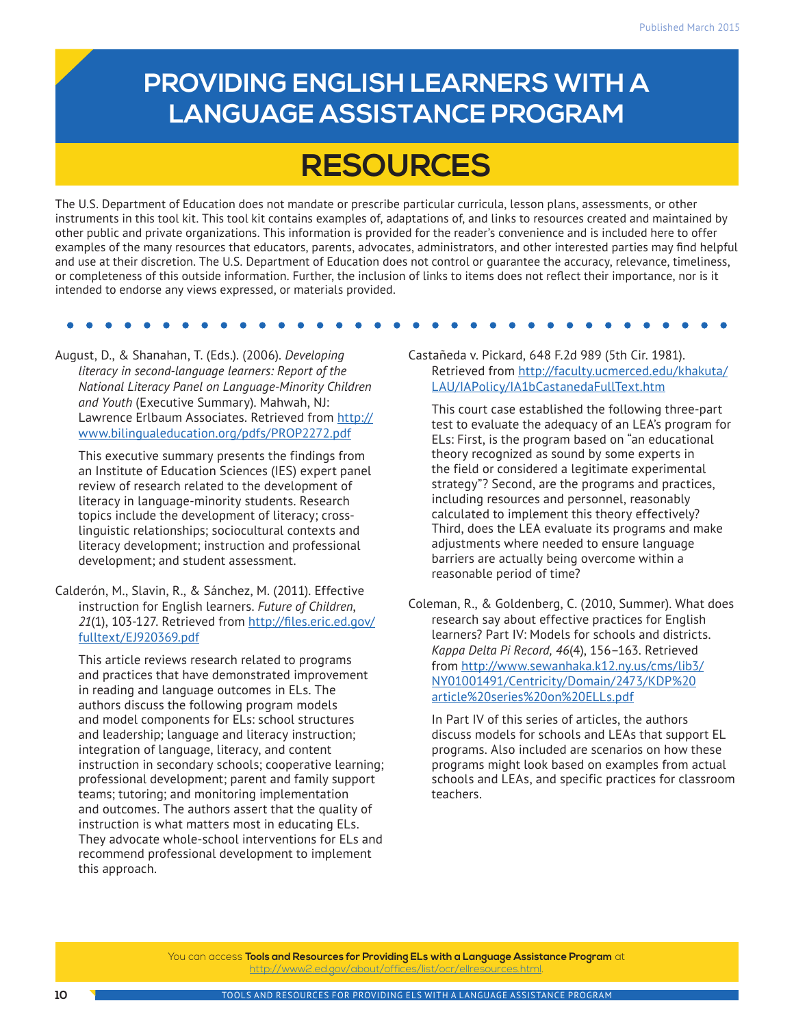# PROVIDING ENGLISH LEARNERS WITH A LANGUAGE ASSISTANCE PROGRAM

## RESOURCES

The U.S. Department of Education does not mandate or prescribe particular curricula, lesson plans, assessments, or other instruments in this tool kit. This tool kit contains examples of, adaptations of, and links to resources created and maintained by other public and private organizations. This information is provided for the reader's convenience and is included here to offer examples of the many resources that educators, parents, advocates, administrators, and other interested parties may find helpful and use at their discretion. The U.S. Department of Education does not control or guarantee the accuracy, relevance, timeliness, or completeness of this outside information. Further, the inclusion of links to items does not reflect their importance, nor is it intended to endorse any views expressed, or materials provided.

August, D., & Shanahan, T. (Eds.). (2006). *Developing literacy in second-language learners: Report of the National Literacy Panel on Language-Minority Children and Youth* (Executive Summary). Mahwah, NJ: Lawrence Erlbaum Associates. Retrieved from http://www.bilingualeducation.org/pdfs/PROP2272.pdf

This executive summary presents the findings from an Institute of Education Sciences (IES) expert panel review of research related to the development of literacy in language-minority students. Research topics include the development of literacy; cross-linguistic relationships; sociocultural contexts and literacy development; instruction and professional development; and student assessment.

Calderón, M., Slavin, R., & Sánchez, M. (2011). Effective instruction for English learners. *Future of Children, 21*(1), 103-127. Retrieved from http://files.eric.ed.gov/fulltext/EJ920369.pdf

This article reviews research related to programs and practices that have demonstrated improvement in reading and language outcomes in ELs. The authors discuss the following program models and model components for ELs: school structures and leadership; language and literacy instruction; integration of language, literacy, and content instruction in secondary schools; cooperative learning; professional development; parent and family support teams; tutoring; and monitoring implementation and outcomes. The authors assert that the quality of instruction is what matters most in educating ELs. They advocate whole-school interventions for ELs and recommend professional development to implement this approach.

Castañeda v. Pickard, 648 F.2d 989 (5th Cir. 1981). Retrieved from http://faculty.ucmerced.edu/khakuta/LAU/IAPolicy/IA1bCastanedaFullText.htm

This court case established the following three-part test to evaluate the adequacy of an LEA's program for ELs: First, is the program based on "an educational theory recognized as sound by some experts in the field or considered a legitimate experimental strategy"? Second, are the programs and practices, including resources and personnel, reasonably calculated to implement this theory effectively? Third, does the LEA evaluate its programs and make adjustments where needed to ensure language barriers are actually being overcome within a reasonable period of time?

Coleman, R., & Goldenberg, C. (2010, Summer). What does research say about effective practices for English learners? Part IV: Models for schools and districts. *Kappa Delta Pi Record, 46*(4), 156–163. Retrieved from http://www.sewanhaka.k12.ny.us/cms/lib3/NY01001491/Centricity/Domain/2473/KDP%20article%20series%20on%20ELLs.pdf

In Part IV of this series of articles, the authors discuss models for schools and LEAs that support EL programs. Also included are scenarios on how these programs might look based on examples from actual schools and LEAs, and specific practices for classroom teachers.

You can access **Tools and Resources for Providing ELs with a Language Assistance Program** at http://www2.ed.gov/about/offices/list/ocr/ellresources.html.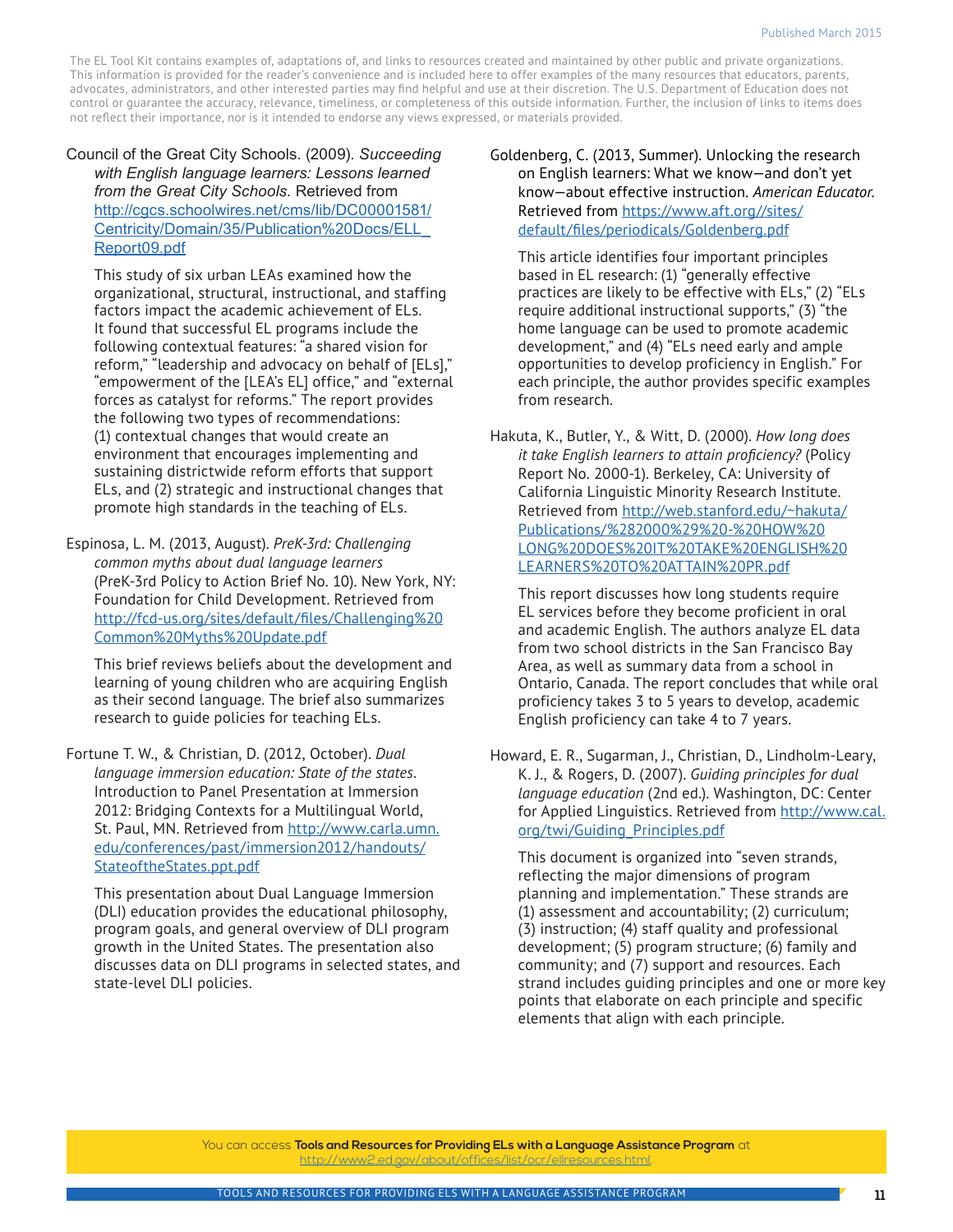Published March 2015

The EL Tool Kit contains examples of, adaptations of, and links to resources created and maintained by other public and private organizations. This information is provided for the reader's convenience and is included here to offer examples of the many resources that educators, parents, advocates, administrators, and other interested parties may find helpful and use at their discretion. The U.S. Department of Education does not control or guarantee the accuracy, relevance, timeliness, or completeness of this outside information. Further, the inclusion of links to items does not reflect their importance, nor is it intended to endorse any views expressed, or materials provided.

Council of the Great City Schools. (2009). *Succeeding with English language learners: Lessons learned from the Great City Schools.* Retrieved from http://cgcs.schoolwires.net/cms/lib/DC00001581/Centricity/Domain/35/Publication%20Docs/ELL_Report09.pdf

This study of six urban LEAs examined how the organizational, structural, instructional, and staffing factors impact the academic achievement of ELs. It found that successful EL programs include the following contextual features: "a shared vision for reform," "leadership and advocacy on behalf of [ELs]," "empowerment of the [LEA's EL] office," and "external forces as catalyst for reforms." The report provides the following two types of recommendations: (1) contextual changes that would create an environment that encourages implementing and sustaining districtwide reform efforts that support ELs, and (2) strategic and instructional changes that promote high standards in the teaching of ELs.

Espinosa, L. M. (2013, August). *PreK-3rd: Challenging common myths about dual language learners* (PreK-3rd Policy to Action Brief No. 10). New York, NY: Foundation for Child Development. Retrieved from http://fcd-us.org/sites/default/files/Challenging%20Common%20Myths%20Update.pdf

This brief reviews beliefs about the development and learning of young children who are acquiring English as their second language. The brief also summarizes research to guide policies for teaching ELs.

Fortune T. W., & Christian, D. (2012, October). *Dual language immersion education: State of the states*. Introduction to Panel Presentation at Immersion 2012: Bridging Contexts for a Multilingual World, St. Paul, MN. Retrieved from http://www.carla.umn.edu/conferences/past/immersion2012/handouts/StateoftheStates.ppt.pdf

This presentation about Dual Language Immersion (DLI) education provides the educational philosophy, program goals, and general overview of DLI program growth in the United States. The presentation also discusses data on DLI programs in selected states, and state-level DLI policies.

Goldenberg, C. (2013, Summer). Unlocking the research on English learners: What we know—and don't yet know—about effective instruction. *American Educator*. Retrieved from https://www.aft.org//sites/default/files/periodicals/Goldenberg.pdf

This article identifies four important principles based in EL research: (1) "generally effective practices are likely to be effective with ELs," (2) "ELs require additional instructional supports," (3) "the home language can be used to promote academic development," and (4) "ELs need early and ample opportunities to develop proficiency in English." For each principle, the author provides specific examples from research.

Hakuta, K., Butler, Y., & Witt, D. (2000). *How long does it take English learners to attain proficiency?* (Policy Report No. 2000-1). Berkeley, CA: University of California Linguistic Minority Research Institute. Retrieved from http://web.stanford.edu/~hakuta/Publications/%282000%29%20-%20HOW%20LONG%20DOES%20IT%20TAKE%20ENGLISH%20LEARNERS%20TO%20ATTAIN%20PR.pdf

This report discusses how long students require EL services before they become proficient in oral and academic English. The authors analyze EL data from two school districts in the San Francisco Bay Area, as well as summary data from a school in Ontario, Canada. The report concludes that while oral proficiency takes 3 to 5 years to develop, academic English proficiency can take 4 to 7 years.

Howard, E. R., Sugarman, J., Christian, D., Lindholm-Leary, K. J., & Rogers, D. (2007). *Guiding principles for dual language education* (2nd ed.). Washington, DC: Center for Applied Linguistics. Retrieved from http://www.cal.org/twi/Guiding_Principles.pdf

This document is organized into "seven strands, reflecting the major dimensions of program planning and implementation." These strands are (1) assessment and accountability; (2) curriculum; (3) instruction; (4) staff quality and professional development; (5) program structure; (6) family and community; and (7) support and resources. Each strand includes guiding principles and one or more key points that elaborate on each principle and specific elements that align with each principle.

You can access **Tools and Resources for Providing ELs with a Language Assistance Program** at http://www2.ed.gov/about/offices/list/ocr/ellresources.html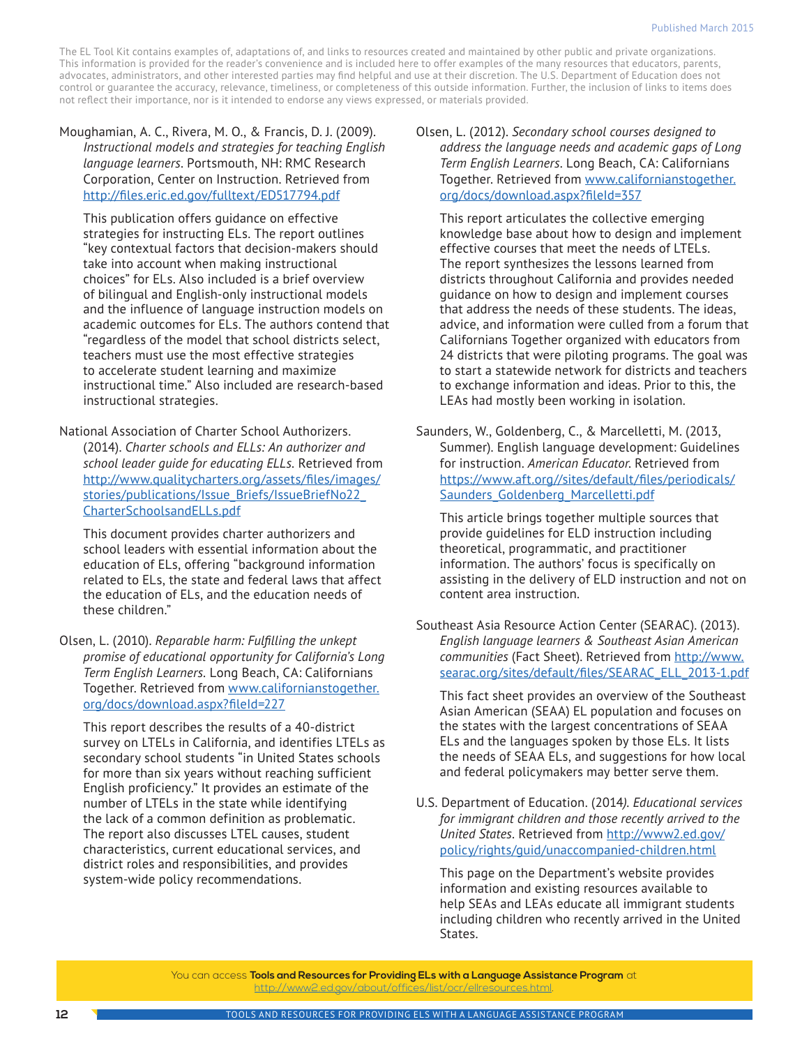The EL Tool Kit contains examples of, adaptations of, and links to resources created and maintained by other public and private organizations. This information is provided for the reader's convenience and is included here to offer examples of the many resources that educators, parents, advocates, administrators, and other interested parties may find helpful and use at their discretion. The U.S. Department of Education does not control or guarantee the accuracy, relevance, timeliness, or completeness of this outside information. Further, the inclusion of links to items does not reflect their importance, nor is it intended to endorse any views expressed, or materials provided.

Moughamian, A. C., Rivera, M. O., & Francis, D. J. (2009). *Instructional models and strategies for teaching English language learners*. Portsmouth, NH: RMC Research Corporation, Center on Instruction. Retrieved from http://files.eric.ed.gov/fulltext/ED517794.pdf

This publication offers guidance on effective strategies for instructing ELs. The report outlines "key contextual factors that decision-makers should take into account when making instructional choices" for ELs. Also included is a brief overview of bilingual and English-only instructional models and the influence of language instruction models on academic outcomes for ELs. The authors contend that "regardless of the model that school districts select, teachers must use the most effective strategies to accelerate student learning and maximize instructional time." Also included are research-based instructional strategies.

National Association of Charter School Authorizers. (2014). *Charter schools and ELLs: An authorizer and school leader guide for educating ELLs*. Retrieved from http://www.qualitycharters.org/assets/files/images/stories/publications/Issue_Briefs/IssueBriefNo22_CharterSchoolsandELLs.pdf

This document provides charter authorizers and school leaders with essential information about the education of ELs, offering "background information related to ELs, the state and federal laws that affect the education of ELs, and the education needs of these children."

Olsen, L. (2010). *Reparable harm: Fulfilling the unkept promise of educational opportunity for California's Long Term English Learners*. Long Beach, CA: Californians Together. Retrieved from www.californianstogether.org/docs/download.aspx?fileId=227

This report describes the results of a 40-district survey on LTELs in California, and identifies LTELs as secondary school students "in United States schools for more than six years without reaching sufficient English proficiency." It provides an estimate of the number of LTELs in the state while identifying the lack of a common definition as problematic. The report also discusses LTEL causes, student characteristics, current educational services, and district roles and responsibilities, and provides system-wide policy recommendations.

Olsen, L. (2012). *Secondary school courses designed to address the language needs and academic gaps of Long Term English Learners*. Long Beach, CA: Californians Together. Retrieved from www.californianstogether.org/docs/download.aspx?fileId=357

This report articulates the collective emerging knowledge base about how to design and implement effective courses that meet the needs of LTELs. The report synthesizes the lessons learned from districts throughout California and provides needed guidance on how to design and implement courses that address the needs of these students. The ideas, advice, and information were culled from a forum that Californians Together organized with educators from 24 districts that were piloting programs. The goal was to start a statewide network for districts and teachers to exchange information and ideas. Prior to this, the LEAs had mostly been working in isolation.

Saunders, W., Goldenberg, C., & Marcelletti, M. (2013, Summer). English language development: Guidelines for instruction. *American Educator*. Retrieved from https://www.aft.org/sites/default/files/periodicals/Saunders_Goldenberg_Marcelletti.pdf

This article brings together multiple sources that provide guidelines for ELD instruction including theoretical, programmatic, and practitioner information. The authors' focus is specifically on assisting in the delivery of ELD instruction and not on content area instruction.

Southeast Asia Resource Action Center (SEARAC). (2013). *English language learners & Southeast Asian American communities* (Fact Sheet). Retrieved from http://www.searac.org/sites/default/files/SEARAC_ELL_2013-1.pdf

This fact sheet provides an overview of the Southeast Asian American (SEAA) EL population and focuses on the states with the largest concentrations of SEAA ELs and the languages spoken by those ELs. It lists the needs of SEAA ELs, and suggestions for how local and federal policymakers may better serve them.

U.S. Department of Education. (2014). *Educational services for immigrant children and those recently arrived to the United States*. Retrieved from http://www2.ed.gov/policy/rights/guid/unaccompanied-children.html

This page on the Department's website provides information and existing resources available to help SEAs and LEAs educate all immigrant students including children who recently arrived in the United States.

You can access **Tools and Resources for Providing ELs with a Language Assistance Program** at http://www2.ed.gov/about/offices/list/ocr/ellresources.html.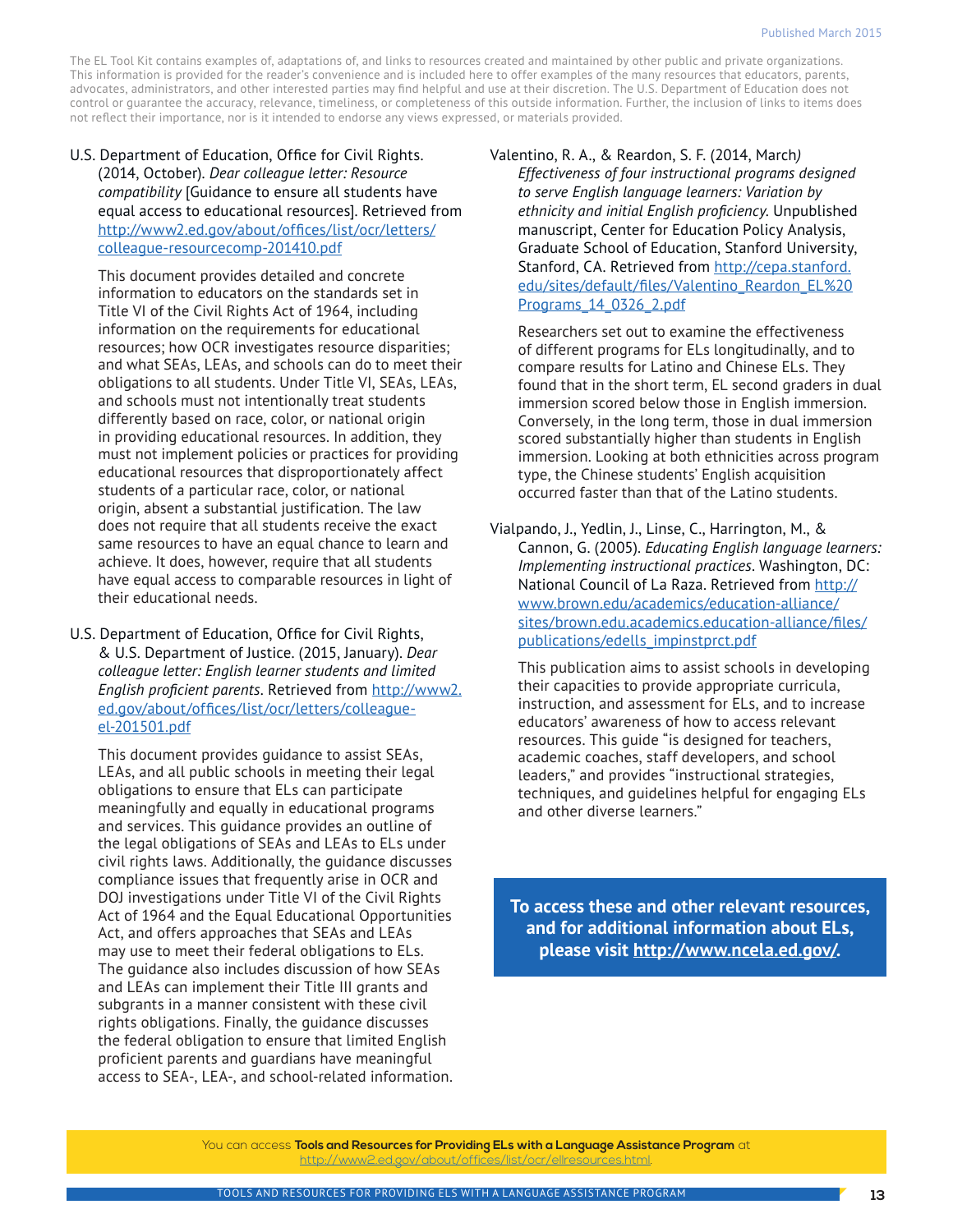The EL Tool Kit contains examples of, adaptations of, and links to resources created and maintained by other public and private organizations. This information is provided for the reader's convenience and is included here to offer examples of the many resources that educators, parents, advocates, administrators, and other interested parties may find helpful and use at their discretion. The U.S. Department of Education does not control or guarantee the accuracy, relevance, timeliness, or completeness of this outside information. Further, the inclusion of links to items does not reflect their importance, nor is it intended to endorse any views expressed, or materials provided.

U.S. Department of Education, Office for Civil Rights. (2014, October). *Dear colleague letter: Resource compatibility* [Guidance to ensure all students have equal access to educational resources]. Retrieved from http://www2.ed.gov/about/offices/list/ocr/letters/colleague-resourcecomp-201410.pdf

This document provides detailed and concrete information to educators on the standards set in Title VI of the Civil Rights Act of 1964, including information on the requirements for educational resources; how OCR investigates resource disparities; and what SEAs, LEAs, and schools can do to meet their obligations to all students. Under Title VI, SEAs, LEAs, and schools must not intentionally treat students differently based on race, color, or national origin in providing educational resources. In addition, they must not implement policies or practices for providing educational resources that disproportionately affect students of a particular race, color, or national origin, absent a substantial justification. The law does not require that all students receive the exact same resources to have an equal chance to learn and achieve. It does, however, require that all students have equal access to comparable resources in light of their educational needs.

U.S. Department of Education, Office for Civil Rights, & U.S. Department of Justice. (2015, January). *Dear colleague letter: English learner students and limited English proficient parents*. Retrieved from http://www2.ed.gov/about/offices/list/ocr/letters/colleague-el-201501.pdf

This document provides guidance to assist SEAs, LEAs, and all public schools in meeting their legal obligations to ensure that ELs can participate meaningfully and equally in educational programs and services. This guidance provides an outline of the legal obligations of SEAs and LEAs to ELs under civil rights laws. Additionally, the guidance discusses compliance issues that frequently arise in OCR and DOJ investigations under Title VI of the Civil Rights Act of 1964 and the Equal Educational Opportunities Act, and offers approaches that SEAs and LEAs may use to meet their federal obligations to ELs. The guidance also includes discussion of how SEAs and LEAs can implement their Title III grants and subgrants in a manner consistent with these civil rights obligations. Finally, the guidance discusses the federal obligation to ensure that limited English proficient parents and guardians have meaningful access to SEA-, LEA-, and school-related information.

Valentino, R. A., & Reardon, S. F. (2014, March) *Effectiveness of four instructional programs designed to serve English language learners: Variation by ethnicity and initial English proficiency*. Unpublished manuscript, Center for Education Policy Analysis, Graduate School of Education, Stanford University, Stanford, CA. Retrieved from http://cepa.stanford.edu/sites/default/files/Valentino_Reardon_EL%20Programs_14_0326_2.pdf

Researchers set out to examine the effectiveness of different programs for ELs longitudinally, and to compare results for Latino and Chinese ELs. They found that in the short term, EL second graders in dual immersion scored below those in English immersion. Conversely, in the long term, those in dual immersion scored substantially higher than students in English immersion. Looking at both ethnicities across program type, the Chinese students' English acquisition occurred faster than that of the Latino students.

Vialpando, J., Yedlin, J., Linse, C., Harrington, M., & Cannon, G. (2005). *Educating English language learners: Implementing instructional practices*. Washington, DC: National Council of La Raza. Retrieved from http://www.brown.edu/academics/education-alliance/sites/brown.edu.academics.education-alliance/files/publications/edells_impinstprct.pdf

This publication aims to assist schools in developing their capacities to provide appropriate curricula, instruction, and assessment for ELs, and to increase educators' awareness of how to access relevant resources. This guide "is designed for teachers, academic coaches, staff developers, and school leaders," and provides "instructional strategies, techniques, and guidelines helpful for engaging ELs and other diverse learners."

**To access these and other relevant resources, and for additional information about ELs, please visit http://www.ncela.ed.gov/.**

You can access **Tools and Resources for Providing ELs with a Language Assistance Program** at http://www2.ed.gov/about/offices/list/ocr/ellresources.html.